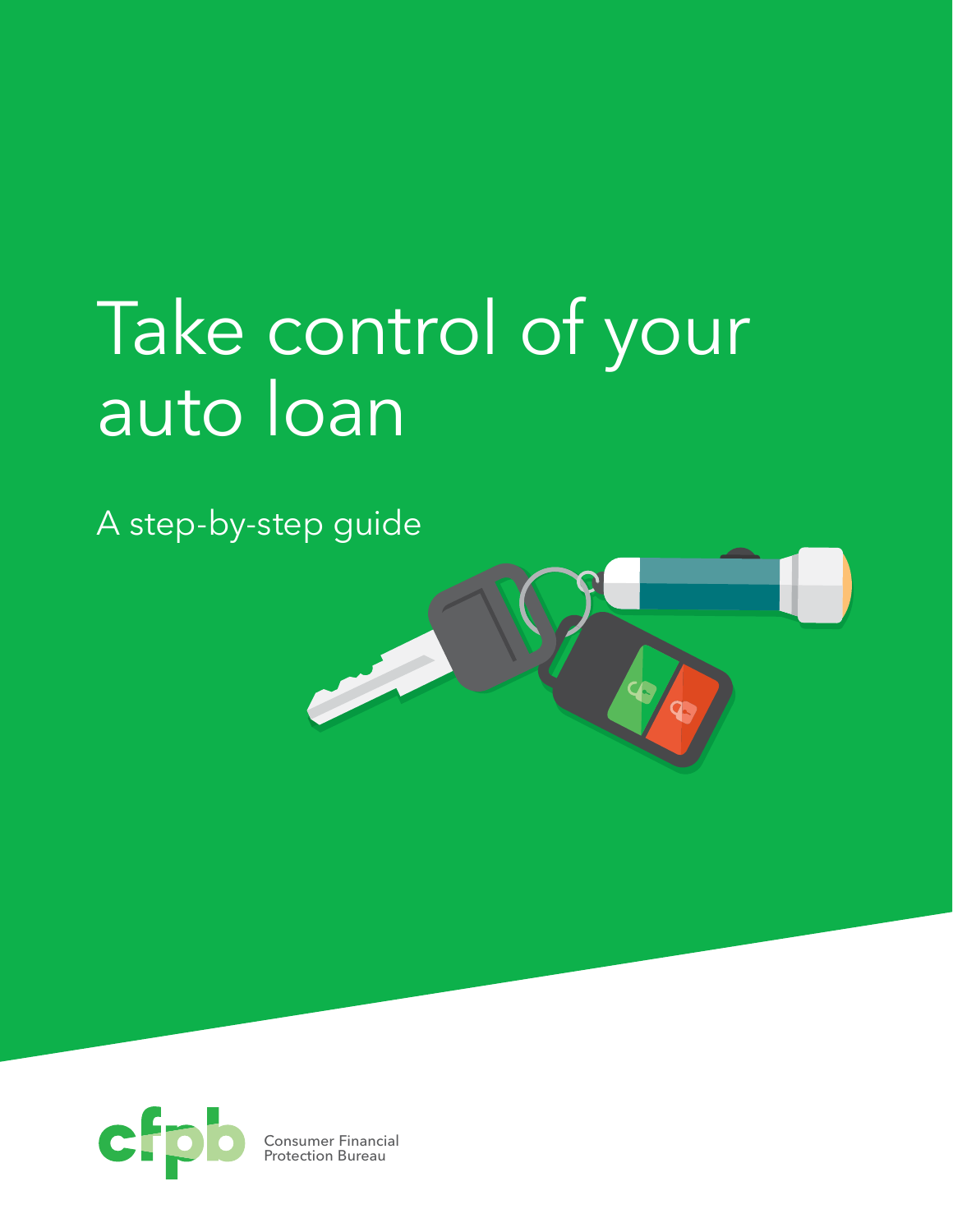# Take control of your auto loan

A step-by-step guide

Consumer Financial Protection Bureau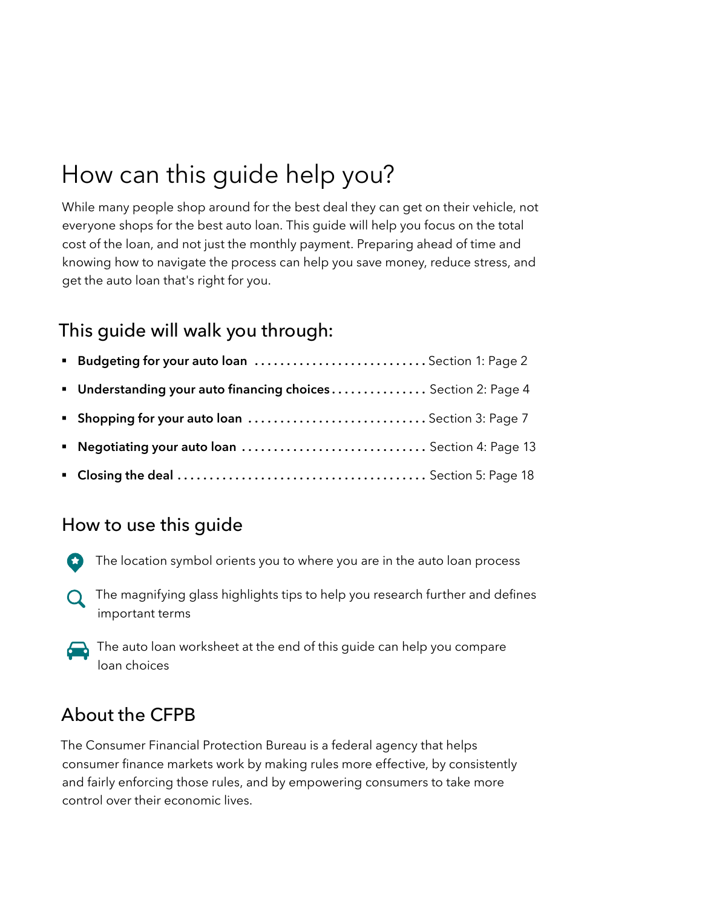# How can this guide help you?

While many people shop around for the best deal they can get on their vehicle, not everyone shops for the best auto loan. This guide will help you focus on the total cost of the loan, and not just the monthly payment. Preparing ahead of time and knowing how to navigate the process can help you save money, reduce stress, and get the auto loan that's right for you.

## This guide will walk you through:

- **Budgeting for your auto loan** ........................... Section 1: Page 2
- **Understanding your auto financing choices** ............... Section 2: Page 4
- **Shopping for your auto loan** ............................ Section 3: Page 7
- **Negotiating your auto loan** ............................. Section 4: Page 13
- **Closing the deal** ....................................... Section 5: Page 18

## How to use this guide

The location symbol orients you to where you are in the auto loan process

The magnifying glass highlights tips to help you research further and defines important terms

The auto loan worksheet at the end of this guide can help you compare loan choices

## About the CFPB

The Consumer Financial Protection Bureau is a federal agency that helps consumer finance markets work by making rules more effective, by consistently and fairly enforcing those rules, and by empowering consumers to take more control over their economic lives.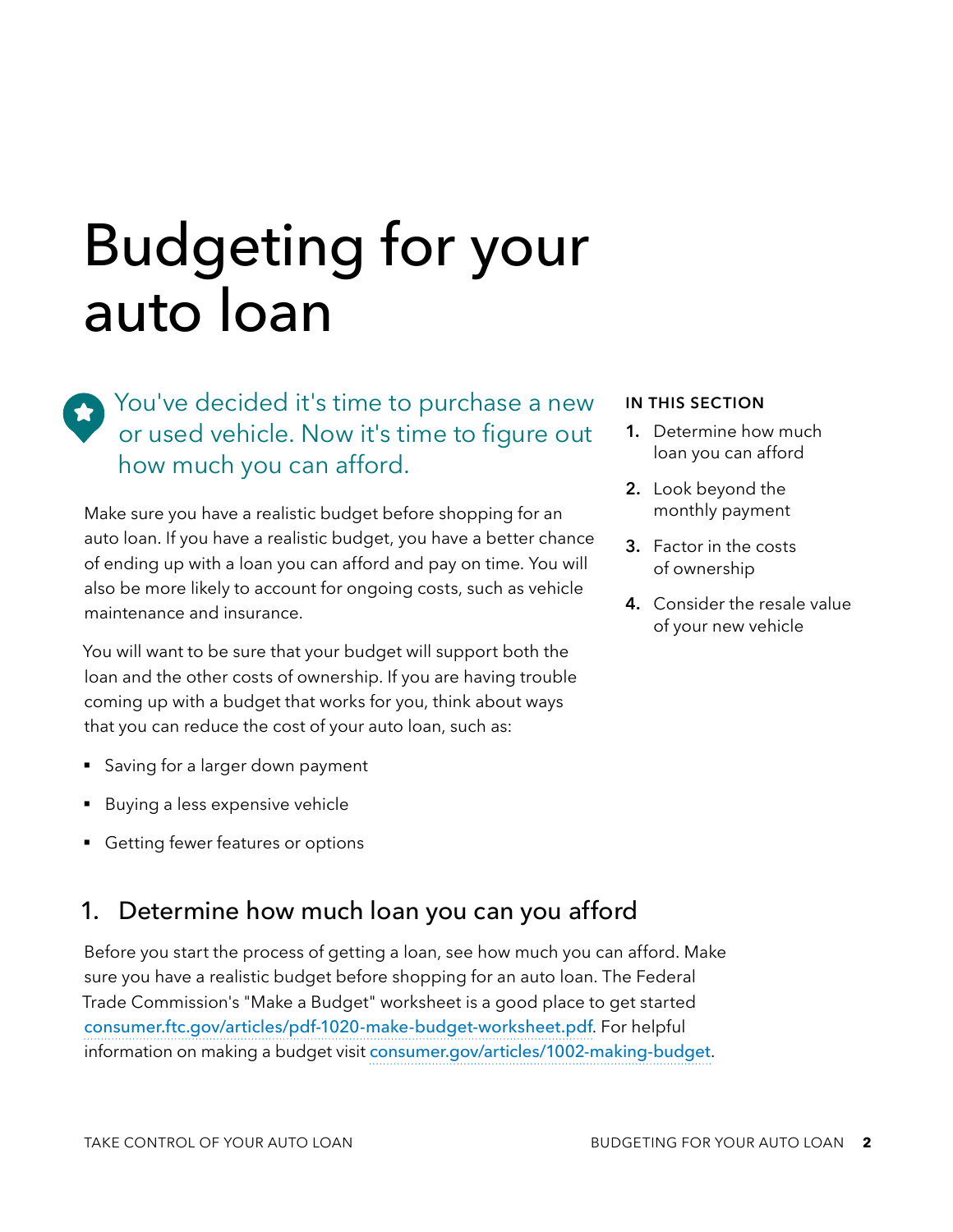# Budgeting for your auto loan

You've decided it's time to purchase a new or used vehicle. Now it's time to figure out how much you can afford.

Make sure you have a realistic budget before shopping for an auto loan. If you have a realistic budget, you have a better chance of ending up with a loan you can afford and pay on time. You will also be more likely to account for ongoing costs, such as vehicle maintenance and insurance.

You will want to be sure that your budget will support both the loan and the other costs of ownership. If you are having trouble coming up with a budget that works for you, think about ways that you can reduce the cost of your auto loan, such as:

- Saving for a larger down payment
- Buying a less expensive vehicle
- Getting fewer features or options

**IN THIS SECTION**

1. Determine how much loan you can afford
2. Look beyond the monthly payment
3. Factor in the costs of ownership
4. Consider the resale value of your new vehicle

## 1. Determine how much loan you can you afford

Before you start the process of getting a loan, see how much you can afford. Make sure you have a realistic budget before shopping for an auto loan. The Federal Trade Commission's "Make a Budget" worksheet is a good place to get started consumer.ftc.gov/articles/pdf-1020-make-budget-worksheet.pdf. For helpful information on making a budget visit consumer.gov/articles/1002-making-budget.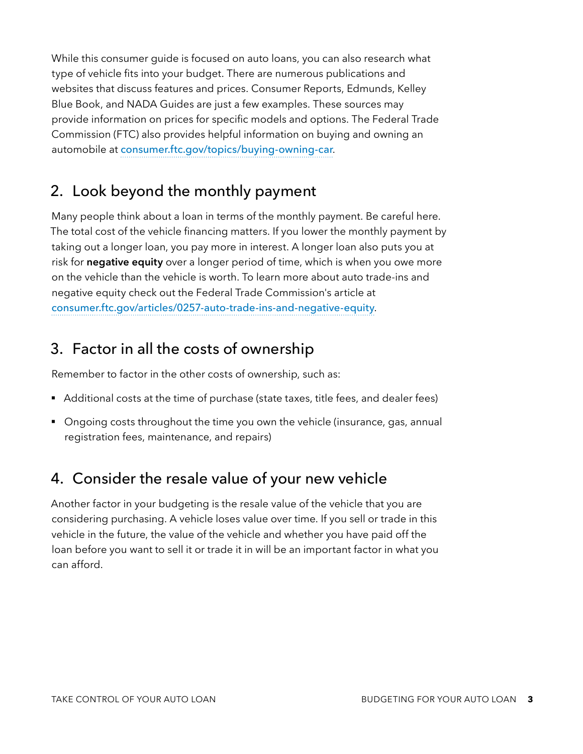While this consumer guide is focused on auto loans, you can also research what type of vehicle fits into your budget. There are numerous publications and websites that discuss features and prices. Consumer Reports, Edmunds, Kelley Blue Book, and NADA Guides are just a few examples. These sources may provide information on prices for specific models and options. The Federal Trade Commission (FTC) also provides helpful information on buying and owning an automobile at consumer.ftc.gov/topics/buying-owning-car.

## 2. Look beyond the monthly payment

Many people think about a loan in terms of the monthly payment. Be careful here. The total cost of the vehicle financing matters. If you lower the monthly payment by taking out a longer loan, you pay more in interest. A longer loan also puts you at risk for **negative equity** over a longer period of time, which is when you owe more on the vehicle than the vehicle is worth. To learn more about auto trade-ins and negative equity check out the Federal Trade Commission's article at consumer.ftc.gov/articles/0257-auto-trade-ins-and-negative-equity.

## 3. Factor in all the costs of ownership

Remember to factor in the other costs of ownership, such as:

- Additional costs at the time of purchase (state taxes, title fees, and dealer fees)
- Ongoing costs throughout the time you own the vehicle (insurance, gas, annual registration fees, maintenance, and repairs)

## 4. Consider the resale value of your new vehicle

Another factor in your budgeting is the resale value of the vehicle that you are considering purchasing. A vehicle loses value over time. If you sell or trade in this vehicle in the future, the value of the vehicle and whether you have paid off the loan before you want to sell it or trade it in will be an important factor in what you can afford.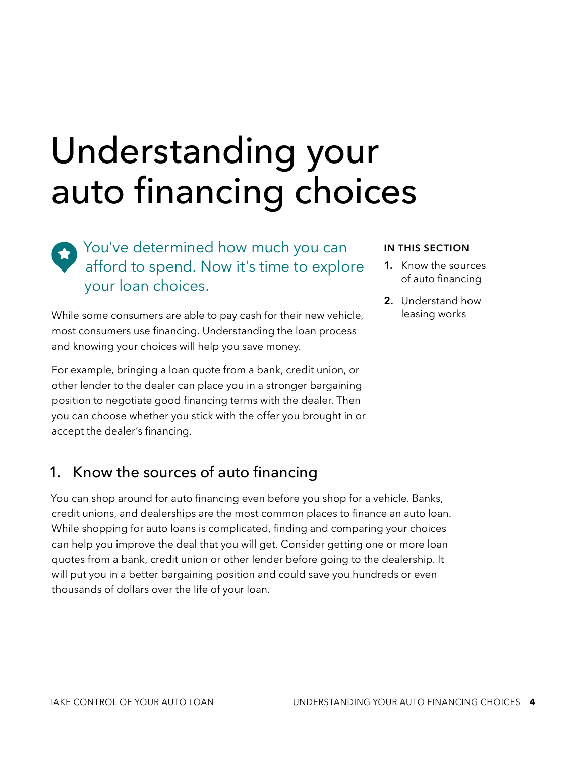# Understanding your auto financing choices

You've determined how much you can afford to spend. Now it's time to explore your loan choices.

**IN THIS SECTION**

1. Know the sources of auto financing
2. Understand how leasing works

While some consumers are able to pay cash for their new vehicle, most consumers use financing. Understanding the loan process and knowing your choices will help you save money.

For example, bringing a loan quote from a bank, credit union, or other lender to the dealer can place you in a stronger bargaining position to negotiate good financing terms with the dealer. Then you can choose whether you stick with the offer you brought in or accept the dealer's financing.

## 1. Know the sources of auto financing

You can shop around for auto financing even before you shop for a vehicle. Banks, credit unions, and dealerships are the most common places to finance an auto loan. While shopping for auto loans is complicated, finding and comparing your choices can help you improve the deal that you will get. Consider getting one or more loan quotes from a bank, credit union or other lender before going to the dealership. It will put you in a better bargaining position and could save you hundreds or even thousands of dollars over the life of your loan.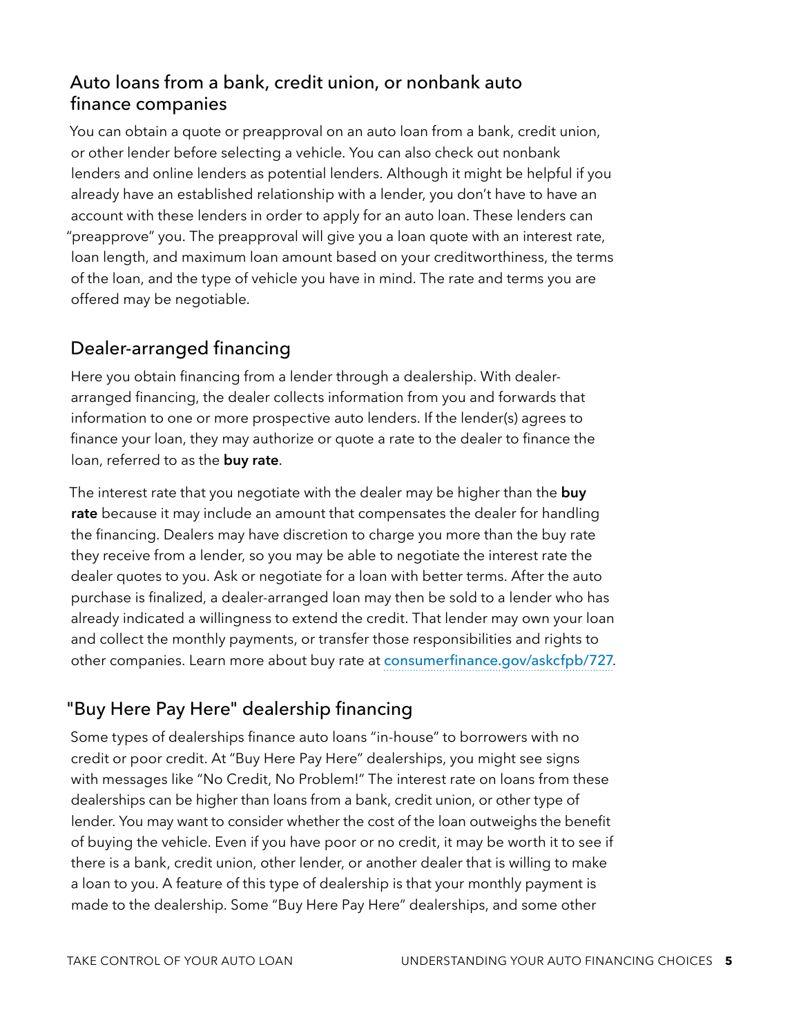## Auto loans from a bank, credit union, or nonbank auto finance companies

You can obtain a quote or preapproval on an auto loan from a bank, credit union, or other lender before selecting a vehicle. You can also check out nonbank lenders and online lenders as potential lenders. Although it might be helpful if you already have an established relationship with a lender, you don't have to have an account with these lenders in order to apply for an auto loan. These lenders can "preapprove" you. The preapproval will give you a loan quote with an interest rate, loan length, and maximum loan amount based on your creditworthiness, the terms of the loan, and the type of vehicle you have in mind. The rate and terms you are offered may be negotiable.

## Dealer-arranged financing

Here you obtain financing from a lender through a dealership. With dealer-arranged financing, the dealer collects information from you and forwards that information to one or more prospective auto lenders. If the lender(s) agrees to finance your loan, they may authorize or quote a rate to the dealer to finance the loan, referred to as the **buy rate**.

The interest rate that you negotiate with the dealer may be higher than the **buy rate** because it may include an amount that compensates the dealer for handling the financing. Dealers may have discretion to charge you more than the buy rate they receive from a lender, so you may be able to negotiate the interest rate the dealer quotes to you. Ask or negotiate for a loan with better terms. After the auto purchase is finalized, a dealer-arranged loan may then be sold to a lender who has already indicated a willingness to extend the credit. That lender may own your loan and collect the monthly payments, or transfer those responsibilities and rights to other companies. Learn more about buy rate at consumerfinance.gov/askcfpb/727.

## "Buy Here Pay Here" dealership financing

Some types of dealerships finance auto loans "in-house" to borrowers with no credit or poor credit. At "Buy Here Pay Here" dealerships, you might see signs with messages like "No Credit, No Problem!" The interest rate on loans from these dealerships can be higher than loans from a bank, credit union, or other type of lender. You may want to consider whether the cost of the loan outweighs the benefit of buying the vehicle. Even if you have poor or no credit, it may be worth it to see if there is a bank, credit union, other lender, or another dealer that is willing to make a loan to you. A feature of this type of dealership is that your monthly payment is made to the dealership. Some "Buy Here Pay Here" dealerships, and some other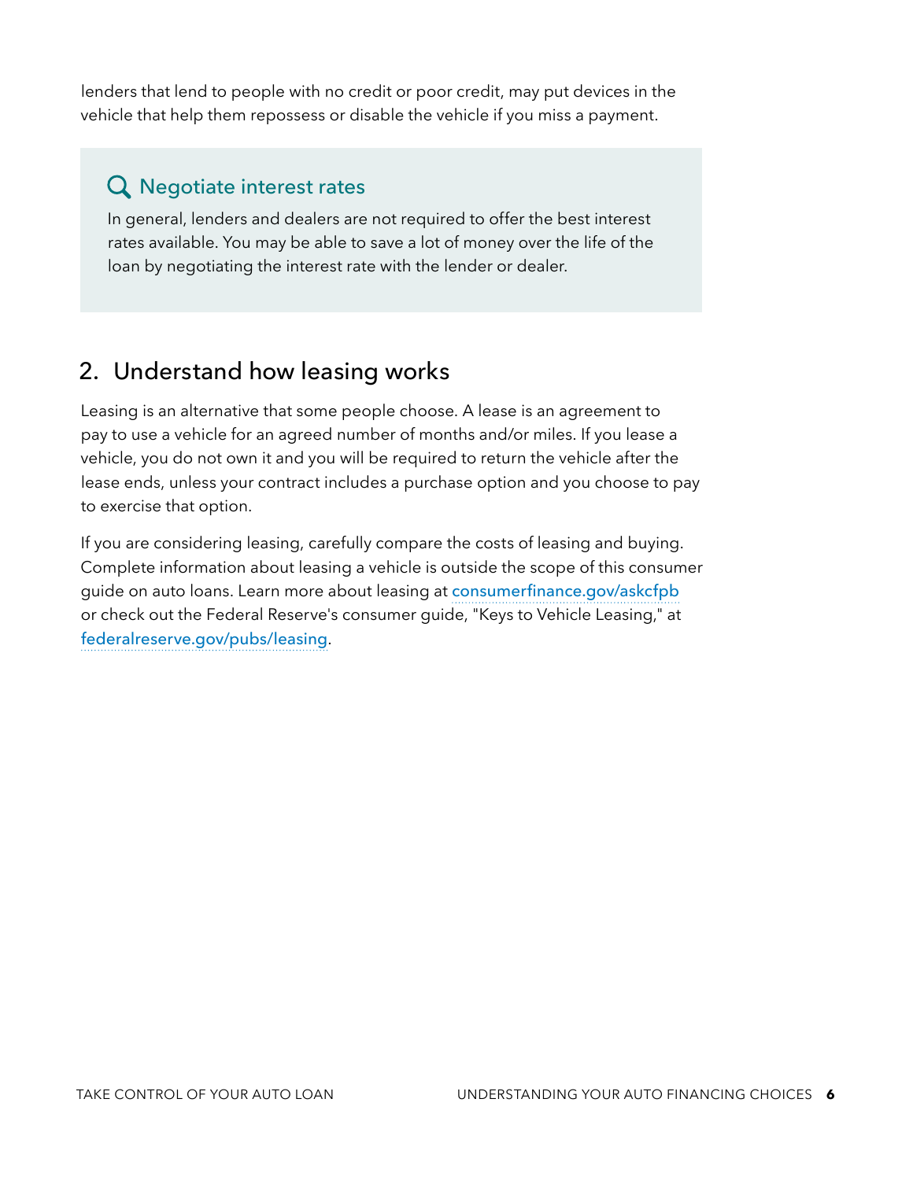lenders that lend to people with no credit or poor credit, may put devices in the vehicle that help them repossess or disable the vehicle if you miss a payment.

### Negotiate interest rates

In general, lenders and dealers are not required to offer the best interest rates available. You may be able to save a lot of money over the life of the loan by negotiating the interest rate with the lender or dealer.

## 2. Understand how leasing works

Leasing is an alternative that some people choose. A lease is an agreement to pay to use a vehicle for an agreed number of months and/or miles. If you lease a vehicle, you do not own it and you will be required to return the vehicle after the lease ends, unless your contract includes a purchase option and you choose to pay to exercise that option.

If you are considering leasing, carefully compare the costs of leasing and buying. Complete information about leasing a vehicle is outside the scope of this consumer guide on auto loans. Learn more about leasing at consumerfinance.gov/askcfpb or check out the Federal Reserve's consumer guide, "Keys to Vehicle Leasing," at federalreserve.gov/pubs/leasing.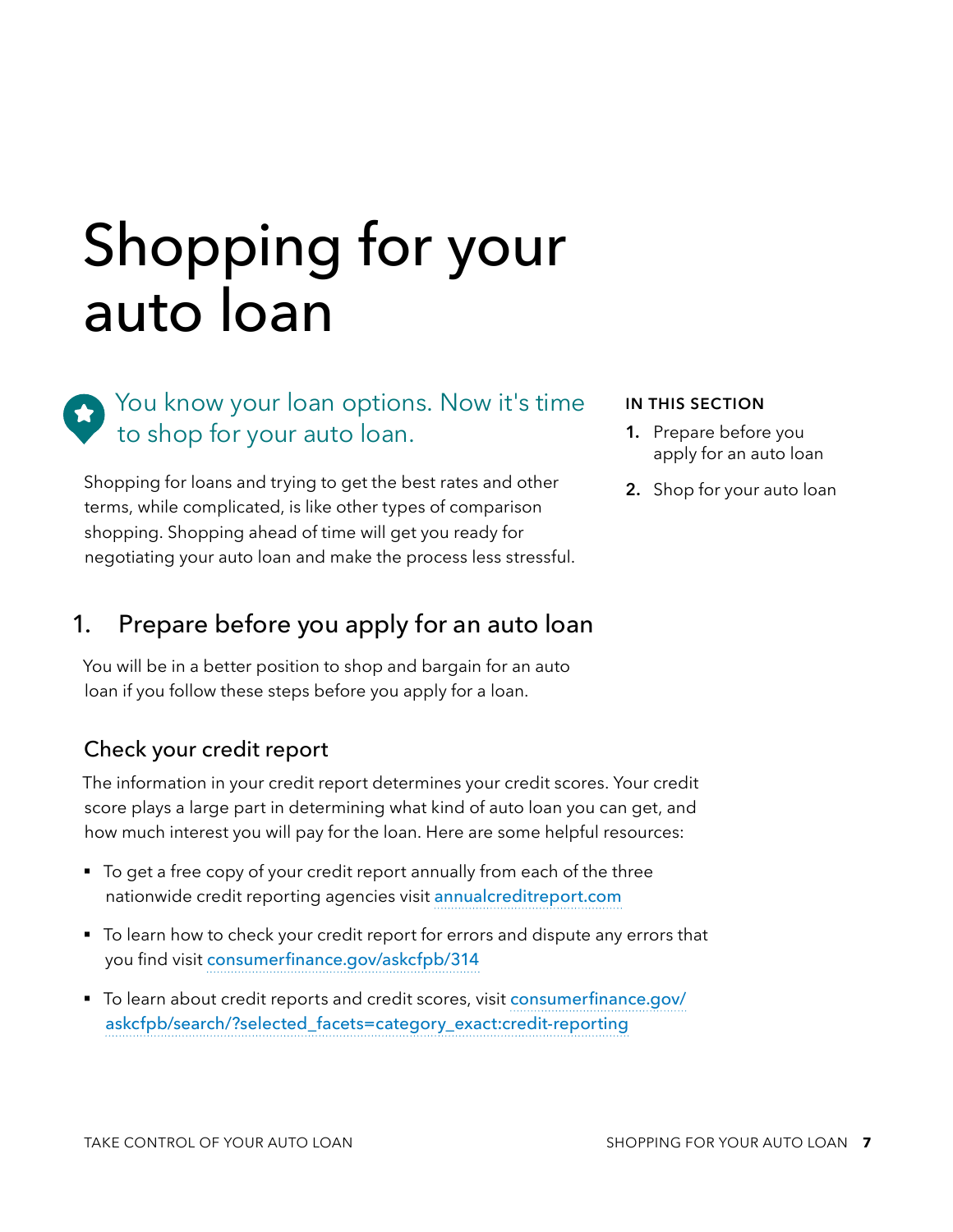# Shopping for your auto loan

You know your loan options. Now it's time to shop for your auto loan.

Shopping for loans and trying to get the best rates and other terms, while complicated, is like other types of comparison shopping. Shopping ahead of time will get you ready for negotiating your auto loan and make the process less stressful.

**IN THIS SECTION**

1. Prepare before you apply for an auto loan
2. Shop for your auto loan

## 1. Prepare before you apply for an auto loan

You will be in a better position to shop and bargain for an auto loan if you follow these steps before you apply for a loan.

### Check your credit report

The information in your credit report determines your credit scores. Your credit score plays a large part in determining what kind of auto loan you can get, and how much interest you will pay for the loan. Here are some helpful resources:

- To get a free copy of your credit report annually from each of the three nationwide credit reporting agencies visit annualcreditreport.com
- To learn how to check your credit report for errors and dispute any errors that you find visit consumerfinance.gov/askcfpb/314
- To learn about credit reports and credit scores, visit consumerfinance.gov/askcfpb/search/?selected_facets=category_exact:credit-reporting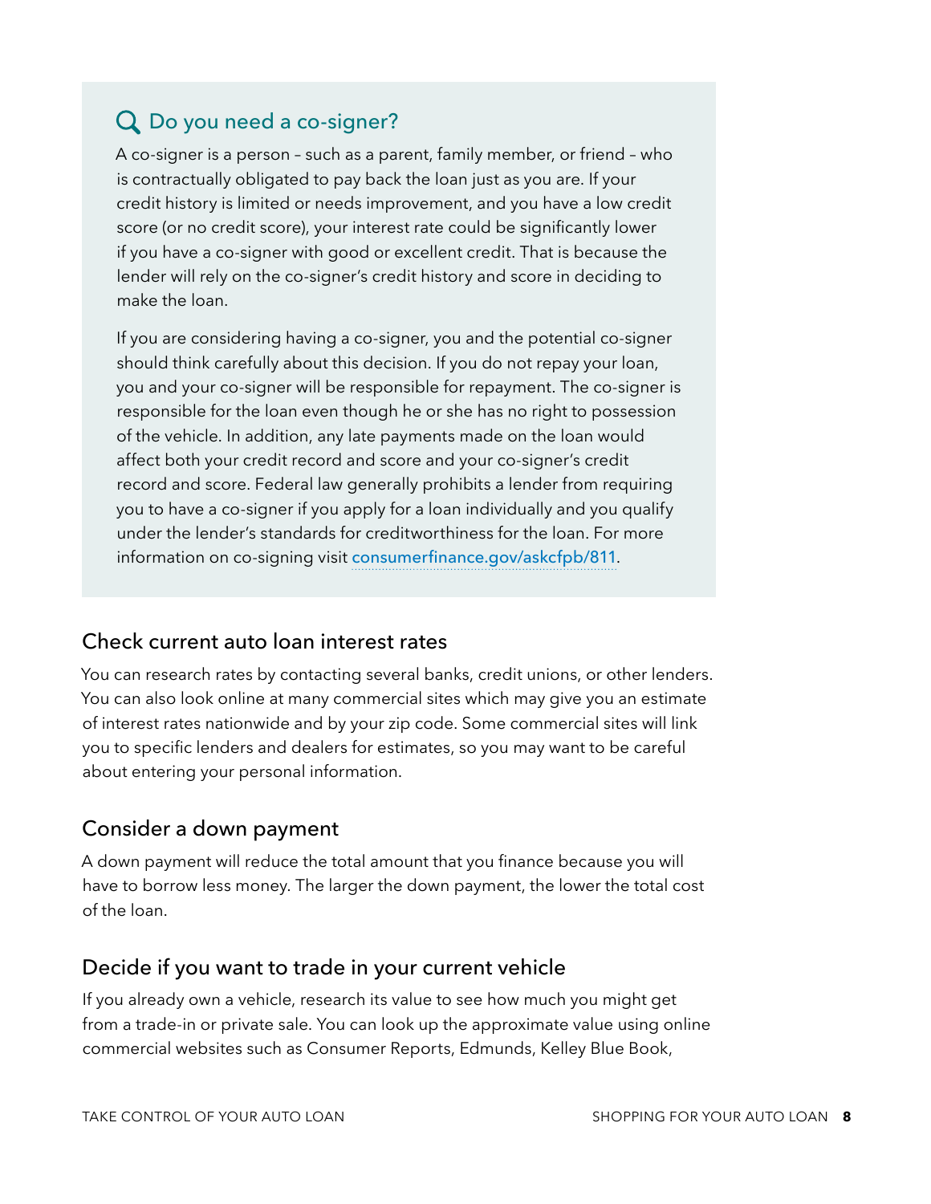### Do you need a co-signer?

A co-signer is a person – such as a parent, family member, or friend – who is contractually obligated to pay back the loan just as you are. If your credit history is limited or needs improvement, and you have a low credit score (or no credit score), your interest rate could be significantly lower if you have a co-signer with good or excellent credit. That is because the lender will rely on the co-signer's credit history and score in deciding to make the loan.

If you are considering having a co-signer, you and the potential co-signer should think carefully about this decision. If you do not repay your loan, you and your co-signer will be responsible for repayment. The co-signer is responsible for the loan even though he or she has no right to possession of the vehicle. In addition, any late payments made on the loan would affect both your credit record and score and your co-signer's credit record and score. Federal law generally prohibits a lender from requiring you to have a co-signer if you apply for a loan individually and you qualify under the lender's standards for creditworthiness for the loan. For more information on co-signing visit consumerfinance.gov/askcfpb/811.

## Check current auto loan interest rates

You can research rates by contacting several banks, credit unions, or other lenders. You can also look online at many commercial sites which may give you an estimate of interest rates nationwide and by your zip code. Some commercial sites will link you to specific lenders and dealers for estimates, so you may want to be careful about entering your personal information.

## Consider a down payment

A down payment will reduce the total amount that you finance because you will have to borrow less money. The larger the down payment, the lower the total cost of the loan.

## Decide if you want to trade in your current vehicle

If you already own a vehicle, research its value to see how much you might get from a trade-in or private sale. You can look up the approximate value using online commercial websites such as Consumer Reports, Edmunds, Kelley Blue Book,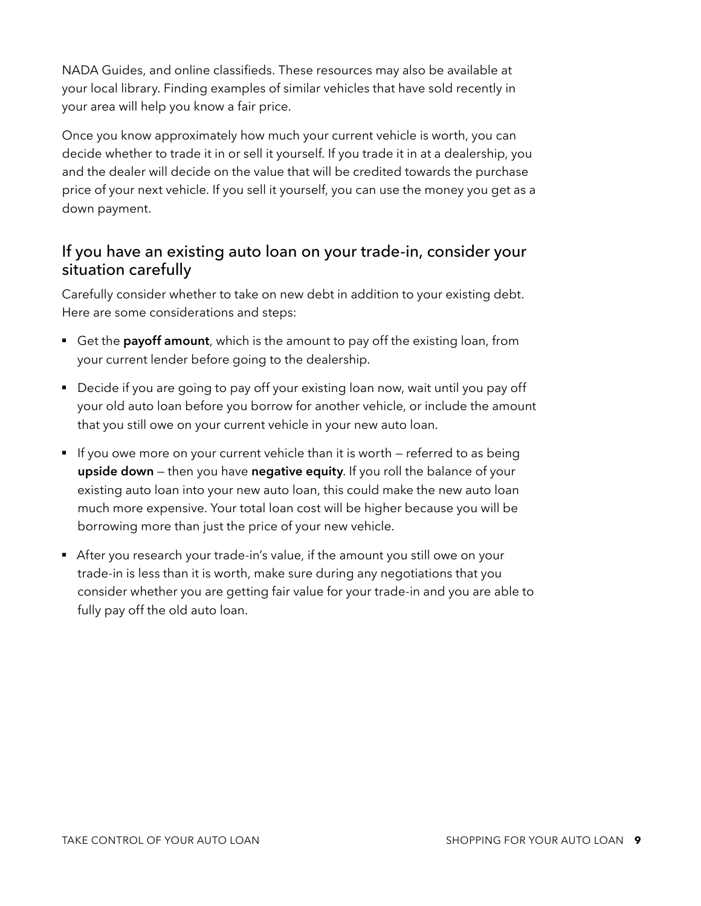NADA Guides, and online classifieds. These resources may also be available at your local library. Finding examples of similar vehicles that have sold recently in your area will help you know a fair price.

Once you know approximately how much your current vehicle is worth, you can decide whether to trade it in or sell it yourself. If you trade it in at a dealership, you and the dealer will decide on the value that will be credited towards the purchase price of your next vehicle. If you sell it yourself, you can use the money you get as a down payment.

## If you have an existing auto loan on your trade-in, consider your situation carefully

Carefully consider whether to take on new debt in addition to your existing debt. Here are some considerations and steps:

- Get the **payoff amount**, which is the amount to pay off the existing loan, from your current lender before going to the dealership.
- Decide if you are going to pay off your existing loan now, wait until you pay off your old auto loan before you borrow for another vehicle, or include the amount that you still owe on your current vehicle in your new auto loan.
- If you owe more on your current vehicle than it is worth — referred to as being **upside down** — then you have **negative equity**. If you roll the balance of your existing auto loan into your new auto loan, this could make the new auto loan much more expensive. Your total loan cost will be higher because you will be borrowing more than just the price of your new vehicle.
- After you research your trade-in's value, if the amount you still owe on your trade-in is less than it is worth, make sure during any negotiations that you consider whether you are getting fair value for your trade-in and you are able to fully pay off the old auto loan.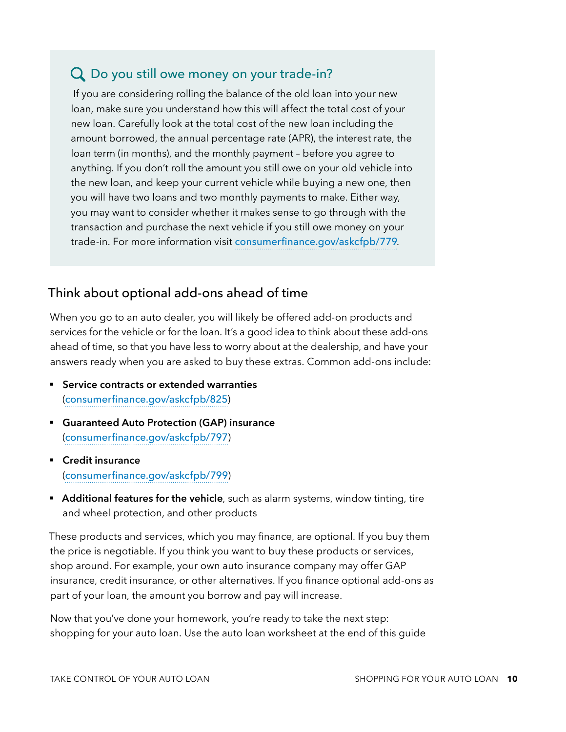### Do you still owe money on your trade-in?

If you are considering rolling the balance of the old loan into your new loan, make sure you understand how this will affect the total cost of your new loan. Carefully look at the total cost of the new loan including the amount borrowed, the annual percentage rate (APR), the interest rate, the loan term (in months), and the monthly payment – before you agree to anything. If you don't roll the amount you still owe on your old vehicle into the new loan, and keep your current vehicle while buying a new one, then you will have two loans and two monthly payments to make. Either way, you may want to consider whether it makes sense to go through with the transaction and purchase the next vehicle if you still owe money on your trade-in. For more information visit consumerfinance.gov/askcfpb/779.

## Think about optional add-ons ahead of time

When you go to an auto dealer, you will likely be offered add-on products and services for the vehicle or for the loan. It's a good idea to think about these add-ons ahead of time, so that you have less to worry about at the dealership, and have your answers ready when you are asked to buy these extras. Common add-ons include:

- **Service contracts or extended warranties** (consumerfinance.gov/askcfpb/825)
- **Guaranteed Auto Protection (GAP) insurance** (consumerfinance.gov/askcfpb/797)
- **Credit insurance** (consumerfinance.gov/askcfpb/799)
- **Additional features for the vehicle**, such as alarm systems, window tinting, tire and wheel protection, and other products

These products and services, which you may finance, are optional. If you buy them the price is negotiable. If you think you want to buy these products or services, shop around. For example, your own auto insurance company may offer GAP insurance, credit insurance, or other alternatives. If you finance optional add-ons as part of your loan, the amount you borrow and pay will increase.

Now that you've done your homework, you're ready to take the next step: shopping for your auto loan. Use the auto loan worksheet at the end of this guide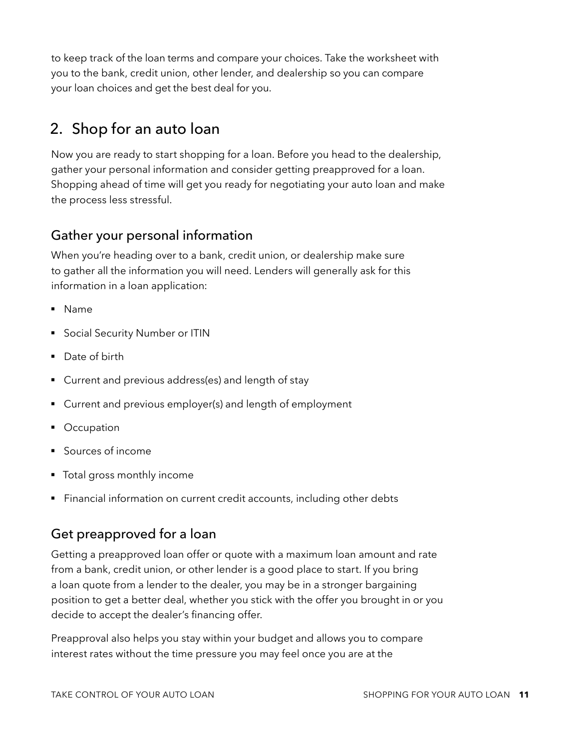to keep track of the loan terms and compare your choices. Take the worksheet with you to the bank, credit union, other lender, and dealership so you can compare your loan choices and get the best deal for you.

## 2. Shop for an auto loan

Now you are ready to start shopping for a loan. Before you head to the dealership, gather your personal information and consider getting preapproved for a loan. Shopping ahead of time will get you ready for negotiating your auto loan and make the process less stressful.

### Gather your personal information

When you're heading over to a bank, credit union, or dealership make sure to gather all the information you will need. Lenders will generally ask for this information in a loan application:

- Name
- Social Security Number or ITIN
- Date of birth
- Current and previous address(es) and length of stay
- Current and previous employer(s) and length of employment
- Occupation
- Sources of income
- Total gross monthly income
- Financial information on current credit accounts, including other debts

### Get preapproved for a loan

Getting a preapproved loan offer or quote with a maximum loan amount and rate from a bank, credit union, or other lender is a good place to start. If you bring a loan quote from a lender to the dealer, you may be in a stronger bargaining position to get a better deal, whether you stick with the offer you brought in or you decide to accept the dealer's financing offer.

Preapproval also helps you stay within your budget and allows you to compare interest rates without the time pressure you may feel once you are at the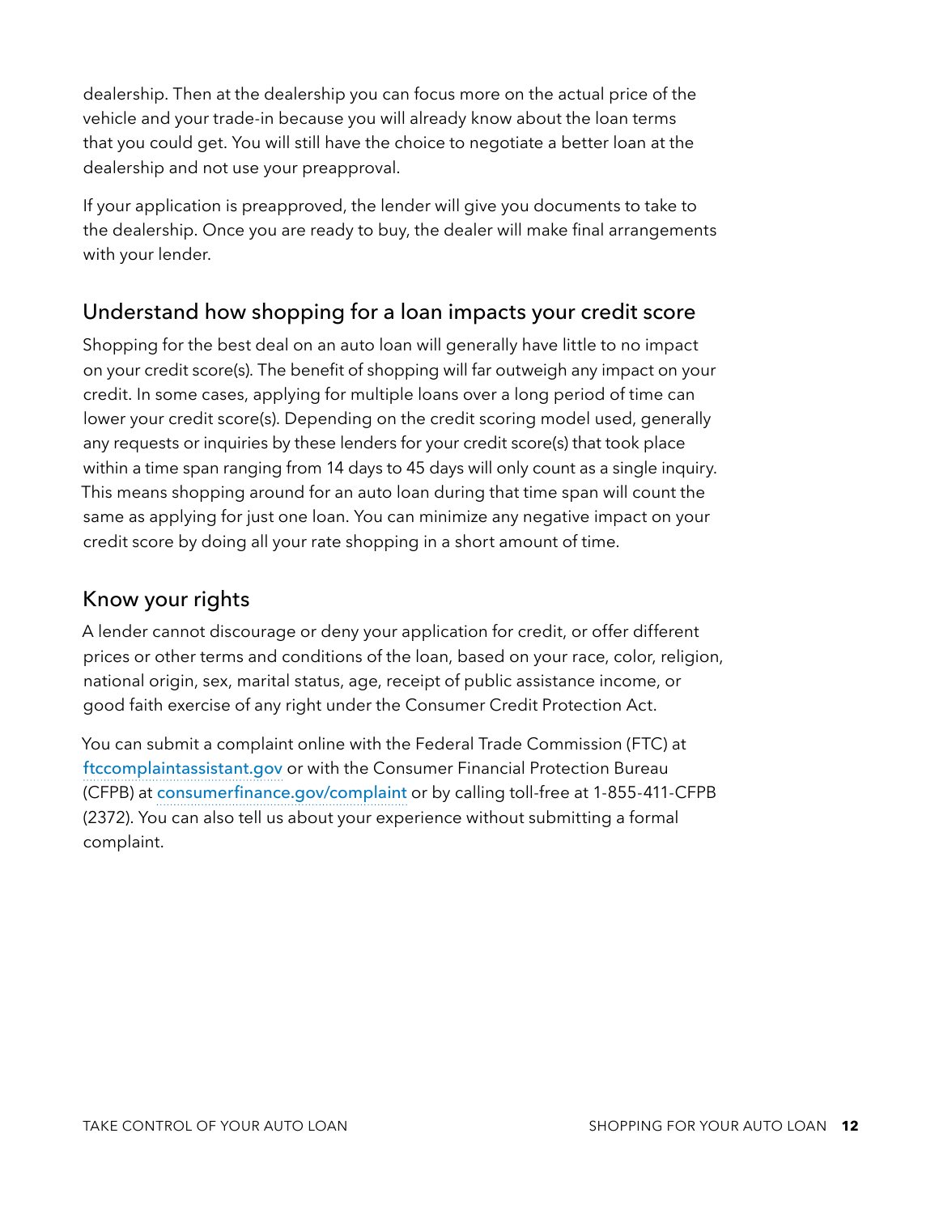dealership. Then at the dealership you can focus more on the actual price of the vehicle and your trade-in because you will already know about the loan terms that you could get. You will still have the choice to negotiate a better loan at the dealership and not use your preapproval.

If your application is preapproved, the lender will give you documents to take to the dealership. Once you are ready to buy, the dealer will make final arrangements with your lender.

## Understand how shopping for a loan impacts your credit score

Shopping for the best deal on an auto loan will generally have little to no impact on your credit score(s). The benefit of shopping will far outweigh any impact on your credit. In some cases, applying for multiple loans over a long period of time can lower your credit score(s). Depending on the credit scoring model used, generally any requests or inquiries by these lenders for your credit score(s) that took place within a time span ranging from 14 days to 45 days will only count as a single inquiry. This means shopping around for an auto loan during that time span will count the same as applying for just one loan. You can minimize any negative impact on your credit score by doing all your rate shopping in a short amount of time.

## Know your rights

A lender cannot discourage or deny your application for credit, or offer different prices or other terms and conditions of the loan, based on your race, color, religion, national origin, sex, marital status, age, receipt of public assistance income, or good faith exercise of any right under the Consumer Credit Protection Act.

You can submit a complaint online with the Federal Trade Commission (FTC) at ftccomplaintassistant.gov or with the Consumer Financial Protection Bureau (CFPB) at consumerfinance.gov/complaint or by calling toll-free at 1-855-411-CFPB (2372). You can also tell us about your experience without submitting a formal complaint.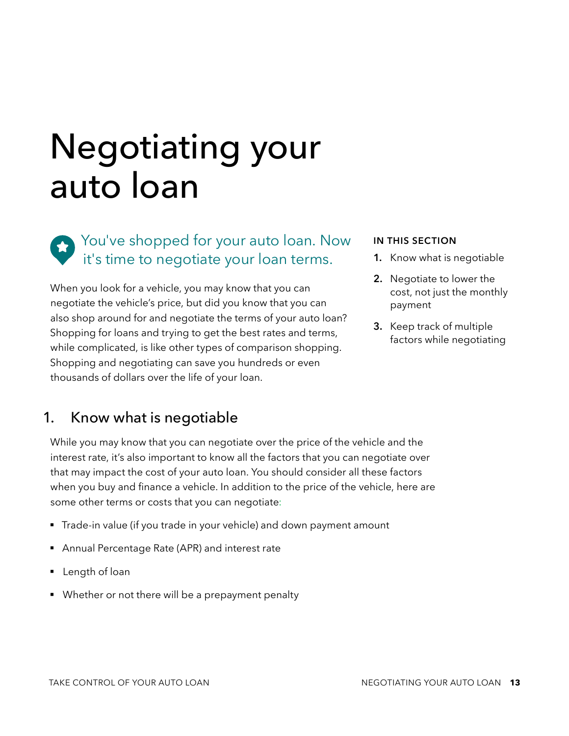# Negotiating your auto loan

You've shopped for your auto loan. Now it's time to negotiate your loan terms.

When you look for a vehicle, you may know that you can negotiate the vehicle's price, but did you know that you can also shop around for and negotiate the terms of your auto loan? Shopping for loans and trying to get the best rates and terms, while complicated, is like other types of comparison shopping. Shopping and negotiating can save you hundreds or even thousands of dollars over the life of your loan.

**IN THIS SECTION**

1. Know what is negotiable
2. Negotiate to lower the cost, not just the monthly payment
3. Keep track of multiple factors while negotiating

## 1. Know what is negotiable

While you may know that you can negotiate over the price of the vehicle and the interest rate, it's also important to know all the factors that you can negotiate over that may impact the cost of your auto loan. You should consider all these factors when you buy and finance a vehicle. In addition to the price of the vehicle, here are some other terms or costs that you can negotiate:

- Trade-in value (if you trade in your vehicle) and down payment amount
- Annual Percentage Rate (APR) and interest rate
- Length of loan
- Whether or not there will be a prepayment penalty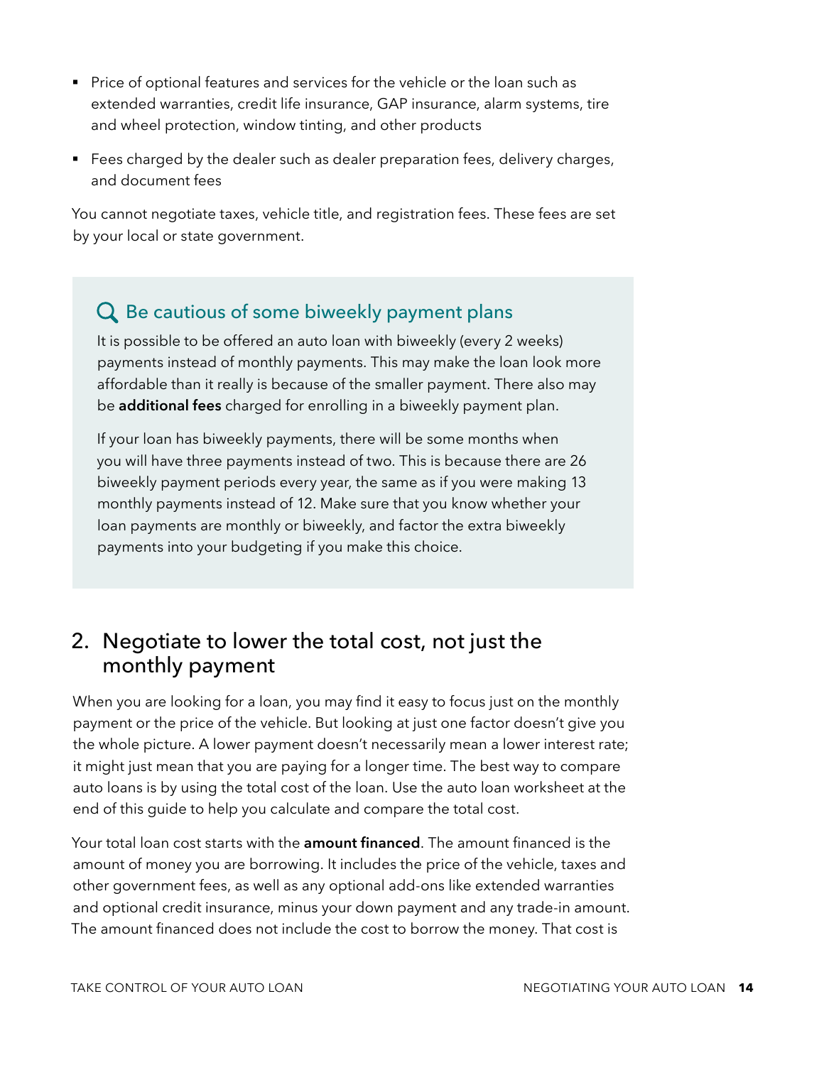- Price of optional features and services for the vehicle or the loan such as extended warranties, credit life insurance, GAP insurance, alarm systems, tire and wheel protection, window tinting, and other products
- Fees charged by the dealer such as dealer preparation fees, delivery charges, and document fees

You cannot negotiate taxes, vehicle title, and registration fees. These fees are set by your local or state government.

### Be cautious of some biweekly payment plans

It is possible to be offered an auto loan with biweekly (every 2 weeks) payments instead of monthly payments. This may make the loan look more affordable than it really is because of the smaller payment. There also may be **additional fees** charged for enrolling in a biweekly payment plan.

If your loan has biweekly payments, there will be some months when you will have three payments instead of two. This is because there are 26 biweekly payment periods every year, the same as if you were making 13 monthly payments instead of 12. Make sure that you know whether your loan payments are monthly or biweekly, and factor the extra biweekly payments into your budgeting if you make this choice.

## 2. Negotiate to lower the total cost, not just the monthly payment

When you are looking for a loan, you may find it easy to focus just on the monthly payment or the price of the vehicle. But looking at just one factor doesn't give you the whole picture. A lower payment doesn't necessarily mean a lower interest rate; it might just mean that you are paying for a longer time. The best way to compare auto loans is by using the total cost of the loan. Use the auto loan worksheet at the end of this guide to help you calculate and compare the total cost.

Your total loan cost starts with the **amount financed**. The amount financed is the amount of money you are borrowing. It includes the price of the vehicle, taxes and other government fees, as well as any optional add-ons like extended warranties and optional credit insurance, minus your down payment and any trade-in amount. The amount financed does not include the cost to borrow the money. That cost is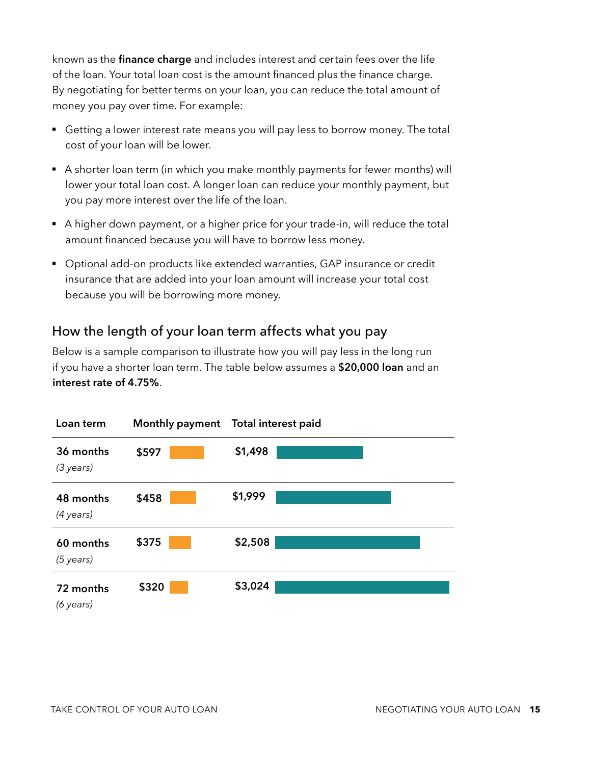known as the **finance charge** and includes interest and certain fees over the life of the loan. Your total loan cost is the amount financed plus the finance charge. By negotiating for better terms on your loan, you can reduce the total amount of money you pay over time. For example:

- Getting a lower interest rate means you will pay less to borrow money. The total cost of your loan will be lower.
- A shorter loan term (in which you make monthly payments for fewer months) will lower your total loan cost. A longer loan can reduce your monthly payment, but you pay more interest over the life of the loan.
- A higher down payment, or a higher price for your trade-in, will reduce the total amount financed because you will have to borrow less money.
- Optional add-on products like extended warranties, GAP insurance or credit insurance that are added into your loan amount will increase your total cost because you will be borrowing more money.

## How the length of your loan term affects what you pay

Below is a sample comparison to illustrate how you will pay less in the long run if you have a shorter loan term. The table below assumes a **$20,000 loan** and an **interest rate of 4.75%**.

| Loan term | Monthly payment | Total interest paid |
|---|---|---|
| **36 months** *(3 years)* | **$597** | **$1,498** |
| **48 months** *(4 years)* | **$458** | **$1,999** |
| **60 months** *(5 years)* | **$375** | **$2,508** |
| **72 months** *(6 years)* | **$320** | **$3,024** |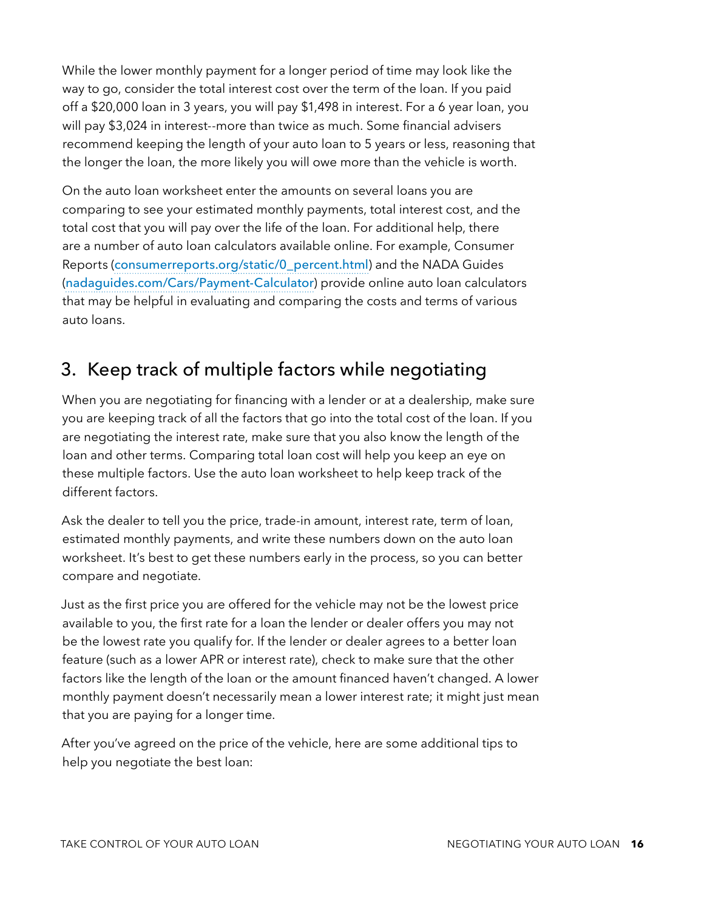While the lower monthly payment for a longer period of time may look like the way to go, consider the total interest cost over the term of the loan. If you paid off a $20,000 loan in 3 years, you will pay $1,498 in interest. For a 6 year loan, you will pay $3,024 in interest--more than twice as much. Some financial advisers recommend keeping the length of your auto loan to 5 years or less, reasoning that the longer the loan, the more likely you will owe more than the vehicle is worth.

On the auto loan worksheet enter the amounts on several loans you are comparing to see your estimated monthly payments, total interest cost, and the total cost that you will pay over the life of the loan. For additional help, there are a number of auto loan calculators available online. For example, Consumer Reports (consumerreports.org/static/0_percent.html) and the NADA Guides (nadaguides.com/Cars/Payment-Calculator) provide online auto loan calculators that may be helpful in evaluating and comparing the costs and terms of various auto loans.

## 3. Keep track of multiple factors while negotiating

When you are negotiating for financing with a lender or at a dealership, make sure you are keeping track of all the factors that go into the total cost of the loan. If you are negotiating the interest rate, make sure that you also know the length of the loan and other terms. Comparing total loan cost will help you keep an eye on these multiple factors. Use the auto loan worksheet to help keep track of the different factors.

Ask the dealer to tell you the price, trade-in amount, interest rate, term of loan, estimated monthly payments, and write these numbers down on the auto loan worksheet. It's best to get these numbers early in the process, so you can better compare and negotiate.

Just as the first price you are offered for the vehicle may not be the lowest price available to you, the first rate for a loan the lender or dealer offers you may not be the lowest rate you qualify for. If the lender or dealer agrees to a better loan feature (such as a lower APR or interest rate), check to make sure that the other factors like the length of the loan or the amount financed haven't changed. A lower monthly payment doesn't necessarily mean a lower interest rate; it might just mean that you are paying for a longer time.

After you've agreed on the price of the vehicle, here are some additional tips to help you negotiate the best loan: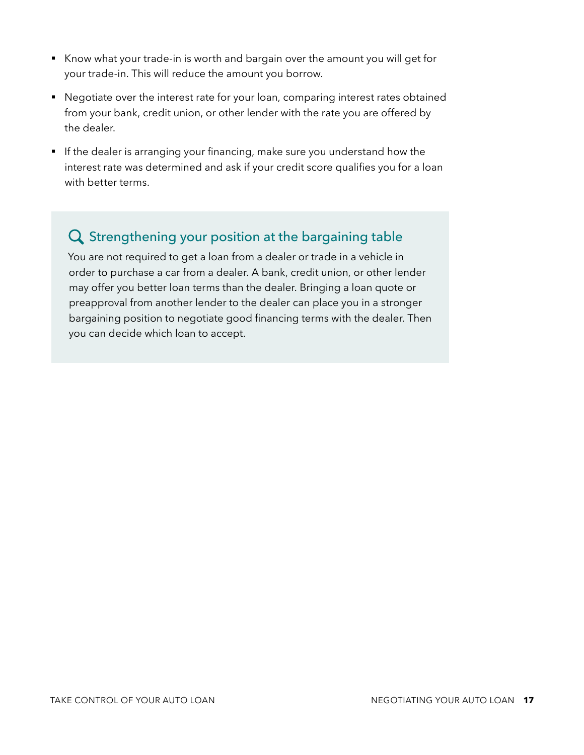- Know what your trade-in is worth and bargain over the amount you will get for your trade-in. This will reduce the amount you borrow.
- Negotiate over the interest rate for your loan, comparing interest rates obtained from your bank, credit union, or other lender with the rate you are offered by the dealer.
- If the dealer is arranging your financing, make sure you understand how the interest rate was determined and ask if your credit score qualifies you for a loan with better terms.

### Strengthening your position at the bargaining table

You are not required to get a loan from a dealer or trade in a vehicle in order to purchase a car from a dealer. A bank, credit union, or other lender may offer you better loan terms than the dealer. Bringing a loan quote or preapproval from another lender to the dealer can place you in a stronger bargaining position to negotiate good financing terms with the dealer. Then you can decide which loan to accept.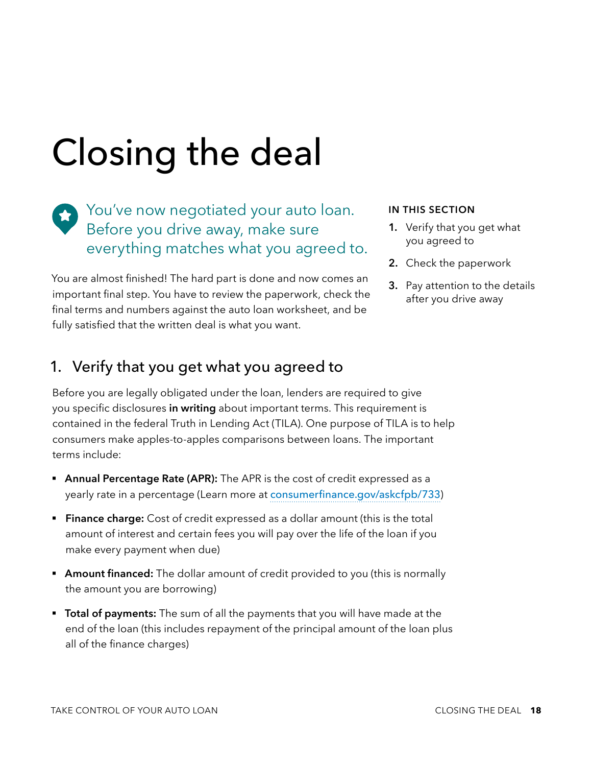# Closing the deal

You've now negotiated your auto loan. Before you drive away, make sure everything matches what you agreed to.

You are almost finished! The hard part is done and now comes an important final step. You have to review the paperwork, check the final terms and numbers against the auto loan worksheet, and be fully satisfied that the written deal is what you want.

**IN THIS SECTION**

1. Verify that you get what you agreed to
2. Check the paperwork
3. Pay attention to the details after you drive away

## 1. Verify that you get what you agreed to

Before you are legally obligated under the loan, lenders are required to give you specific disclosures **in writing** about important terms. This requirement is contained in the federal Truth in Lending Act (TILA). One purpose of TILA is to help consumers make apples-to-apples comparisons between loans. The important terms include:

- **Annual Percentage Rate (APR):** The APR is the cost of credit expressed as a yearly rate in a percentage (Learn more at consumerfinance.gov/askcfpb/733)
- **Finance charge:** Cost of credit expressed as a dollar amount (this is the total amount of interest and certain fees you will pay over the life of the loan if you make every payment when due)
- **Amount financed:** The dollar amount of credit provided to you (this is normally the amount you are borrowing)
- **Total of payments:** The sum of all the payments that you will have made at the end of the loan (this includes repayment of the principal amount of the loan plus all of the finance charges)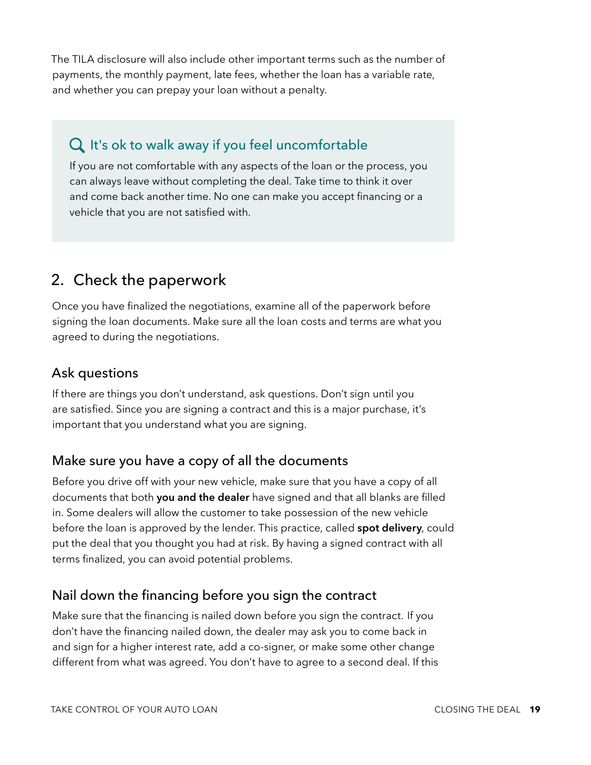The TILA disclosure will also include other important terms such as the number of payments, the monthly payment, late fees, whether the loan has a variable rate, and whether you can prepay your loan without a penalty.

> **It's ok to walk away if you feel uncomfortable**
>
> If you are not comfortable with any aspects of the loan or the process, you can always leave without completing the deal. Take time to think it over and come back another time. No one can make you accept financing or a vehicle that you are not satisfied with.

## 2. Check the paperwork

Once you have finalized the negotiations, examine all of the paperwork before signing the loan documents. Make sure all the loan costs and terms are what you agreed to during the negotiations.

### Ask questions

If there are things you don't understand, ask questions. Don't sign until you are satisfied. Since you are signing a contract and this is a major purchase, it's important that you understand what you are signing.

### Make sure you have a copy of all the documents

Before you drive off with your new vehicle, make sure that you have a copy of all documents that both **you and the dealer** have signed and that all blanks are filled in. Some dealers will allow the customer to take possession of the new vehicle before the loan is approved by the lender. This practice, called **spot delivery**, could put the deal that you thought you had at risk. By having a signed contract with all terms finalized, you can avoid potential problems.

### Nail down the financing before you sign the contract

Make sure that the financing is nailed down before you sign the contract. If you don't have the financing nailed down, the dealer may ask you to come back in and sign for a higher interest rate, add a co-signer, or make some other change different from what was agreed. You don't have to agree to a second deal. If this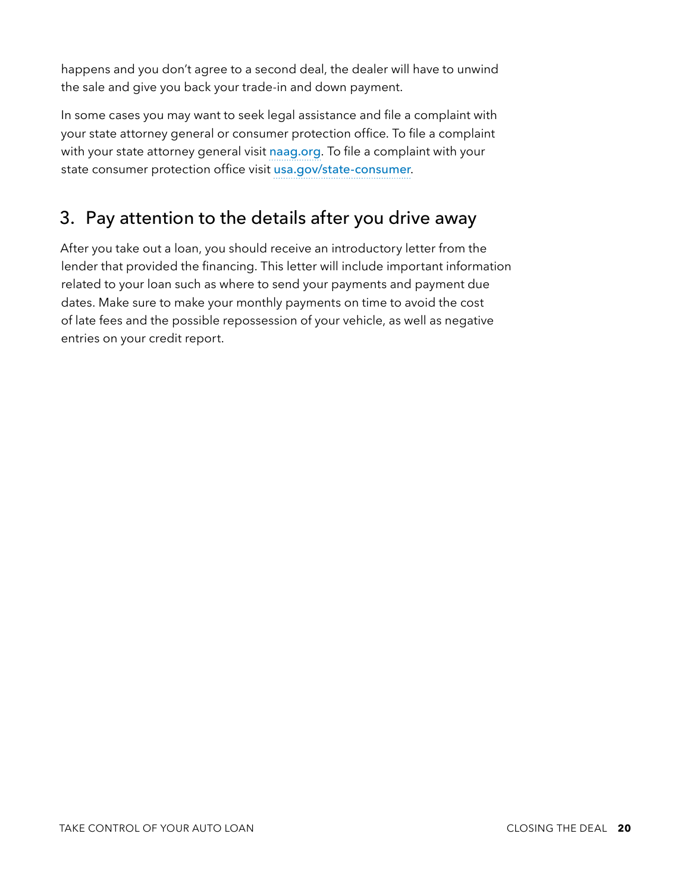happens and you don't agree to a second deal, the dealer will have to unwind the sale and give you back your trade-in and down payment.

In some cases you may want to seek legal assistance and file a complaint with your state attorney general or consumer protection office. To file a complaint with your state attorney general visit naag.org. To file a complaint with your state consumer protection office visit usa.gov/state-consumer.

## 3. Pay attention to the details after you drive away

After you take out a loan, you should receive an introductory letter from the lender that provided the financing. This letter will include important information related to your loan such as where to send your payments and payment due dates. Make sure to make your monthly payments on time to avoid the cost of late fees and the possible repossession of your vehicle, as well as negative entries on your credit report.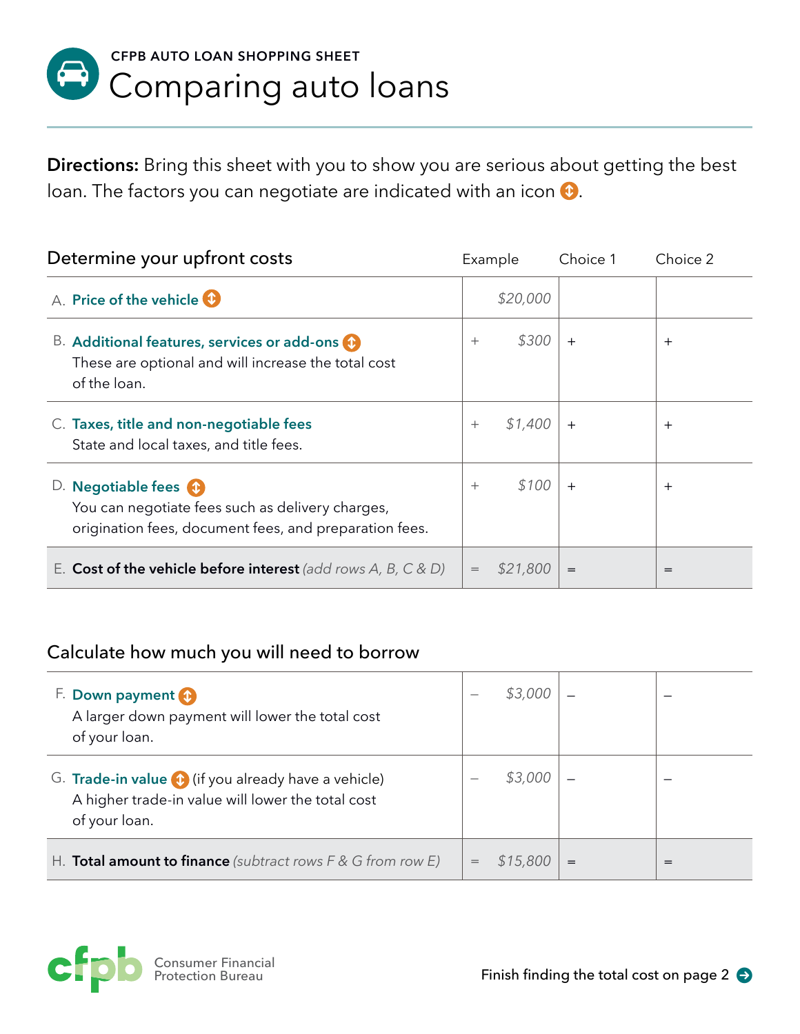CFPB AUTO LOAN SHOPPING SHEET

# Comparing auto loans

**Directions:** Bring this sheet with you to show you are serious about getting the best loan. The factors you can negotiate are indicated with an icon ⇕.

| Determine your upfront costs | Example | Choice 1 | Choice 2 |
|---|---|---|---|
| A. **Price of the vehicle** ⇕ | *$20,000* | | |
| B. **Additional features, services or add-ons** ⇕ These are optional and will increase the total cost of the loan. | + *$300* | + | + |
| C. **Taxes, title and non-negotiable fees** State and local taxes, and title fees. | + *$1,400* | + | + |
| D. **Negotiable fees** ⇕ You can negotiate fees such as delivery charges, origination fees, document fees, and preparation fees. | + *$100* | + | + |
| E. **Cost of the vehicle before interest** *(add rows A, B, C & D)* | = *$21,800* | = | = |

| Calculate how much you will need to borrow | Example | Choice 1 | Choice 2 |
|---|---|---|---|
| F. **Down payment** ⇕ A larger down payment will lower the total cost of your loan. | – *$3,000* | – | – |
| G. **Trade-in value** ⇕ (if you already have a vehicle) A higher trade-in value will lower the total cost of your loan. | – *$3,000* | – | – |
| H. **Total amount to finance** *(subtract rows F & G from row E)* | = *$15,800* | = | = |

Consumer Financial Protection Bureau

Finish finding the total cost on page 2 →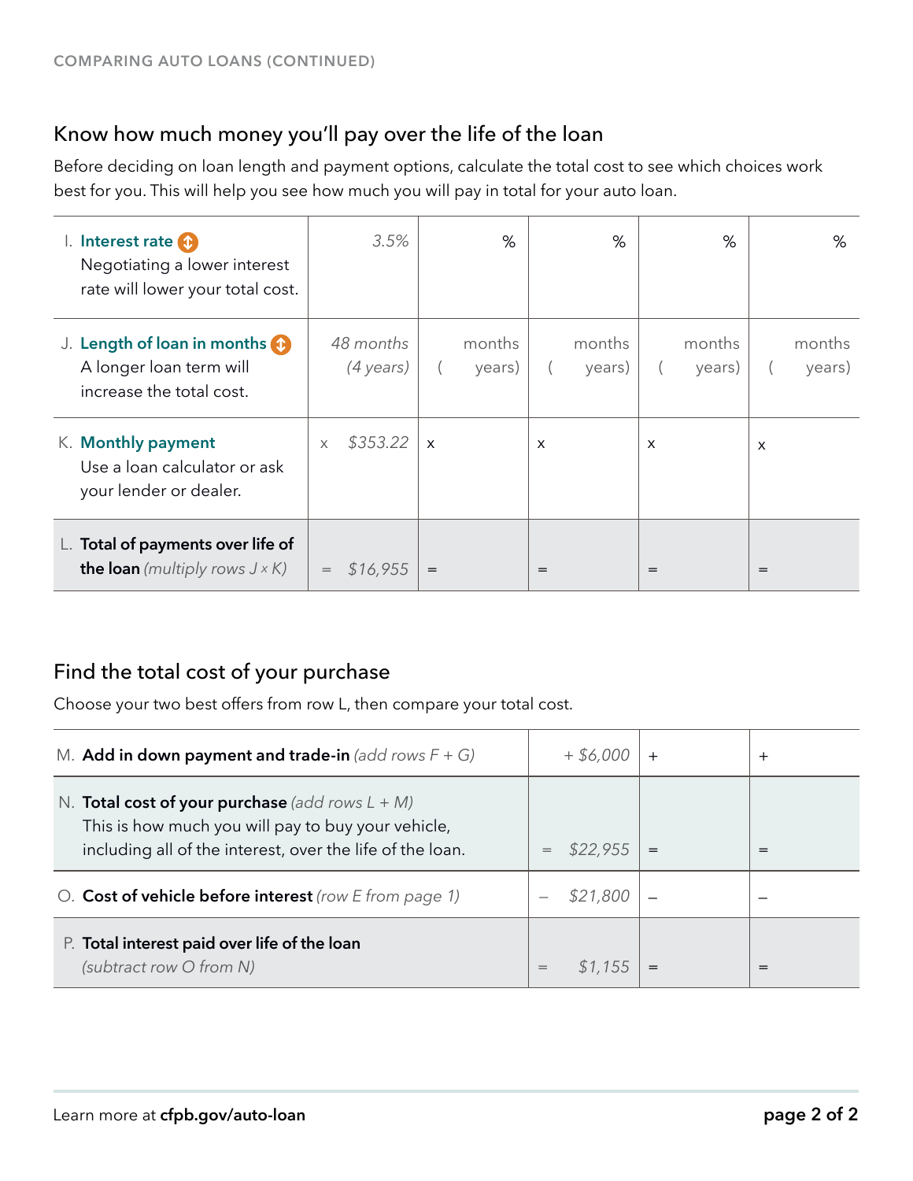COMPARING AUTO LOANS (CONTINUED)

## Know how much money you'll pay over the life of the loan

Before deciding on loan length and payment options, calculate the total cost to see which choices work best for you. This will help you see how much you will pay in total for your auto loan.

| | | | | | |
|---|---|---|---|---|---|
| I. **Interest rate** Negotiating a lower interest rate will lower your total cost. | *3.5%* | % | % | % | % |
| J. **Length of loan in months** A longer loan term will increase the total cost. | *48 months (4 years)* | months ( years) | months ( years) | months ( years) | months ( years) |
| K. **Monthly payment** Use a loan calculator or ask your lender or dealer. | x *$353.22* | x | x | x | x |
| L. **Total of payments over life of the loan** *(multiply rows J × K)* | = *$16,955* | = | = | = | = |

## Find the total cost of your purchase

Choose your two best offers from row L, then compare your total cost.

| | | | |
|---|---|---|---|
| M. **Add in down payment and trade-in** *(add rows F + G)* | + *$6,000* | + | + |
| N. **Total cost of your purchase** *(add rows L + M)* This is how much you will pay to buy your vehicle, including all of the interest, over the life of the loan. | = *$22,955* | = | = |
| O. **Cost of vehicle before interest** *(row E from page 1)* | – *$21,800* | – | – |
| P. **Total interest paid over life of the loan** *(subtract row O from N)* | = *$1,155* | = | = |

Learn more at **cfpb.gov/auto-loan**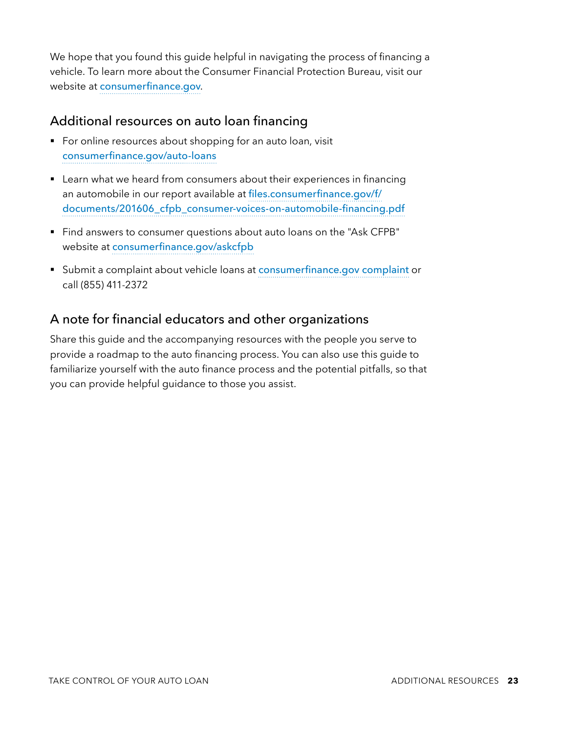We hope that you found this guide helpful in navigating the process of financing a vehicle. To learn more about the Consumer Financial Protection Bureau, visit our website at consumerfinance.gov.

## Additional resources on auto loan financing

- For online resources about shopping for an auto loan, visit consumerfinance.gov/auto-loans
- Learn what we heard from consumers about their experiences in financing an automobile in our report available at files.consumerfinance.gov/f/documents/201606_cfpb_consumer-voices-on-automobile-financing.pdf
- Find answers to consumer questions about auto loans on the "Ask CFPB" website at consumerfinance.gov/askcfpb
- Submit a complaint about vehicle loans at consumerfinance.gov complaint or call (855) 411-2372

## A note for financial educators and other organizations

Share this guide and the accompanying resources with the people you serve to provide a roadmap to the auto financing process. You can also use this guide to familiarize yourself with the auto finance process and the potential pitfalls, so that you can provide helpful guidance to those you assist.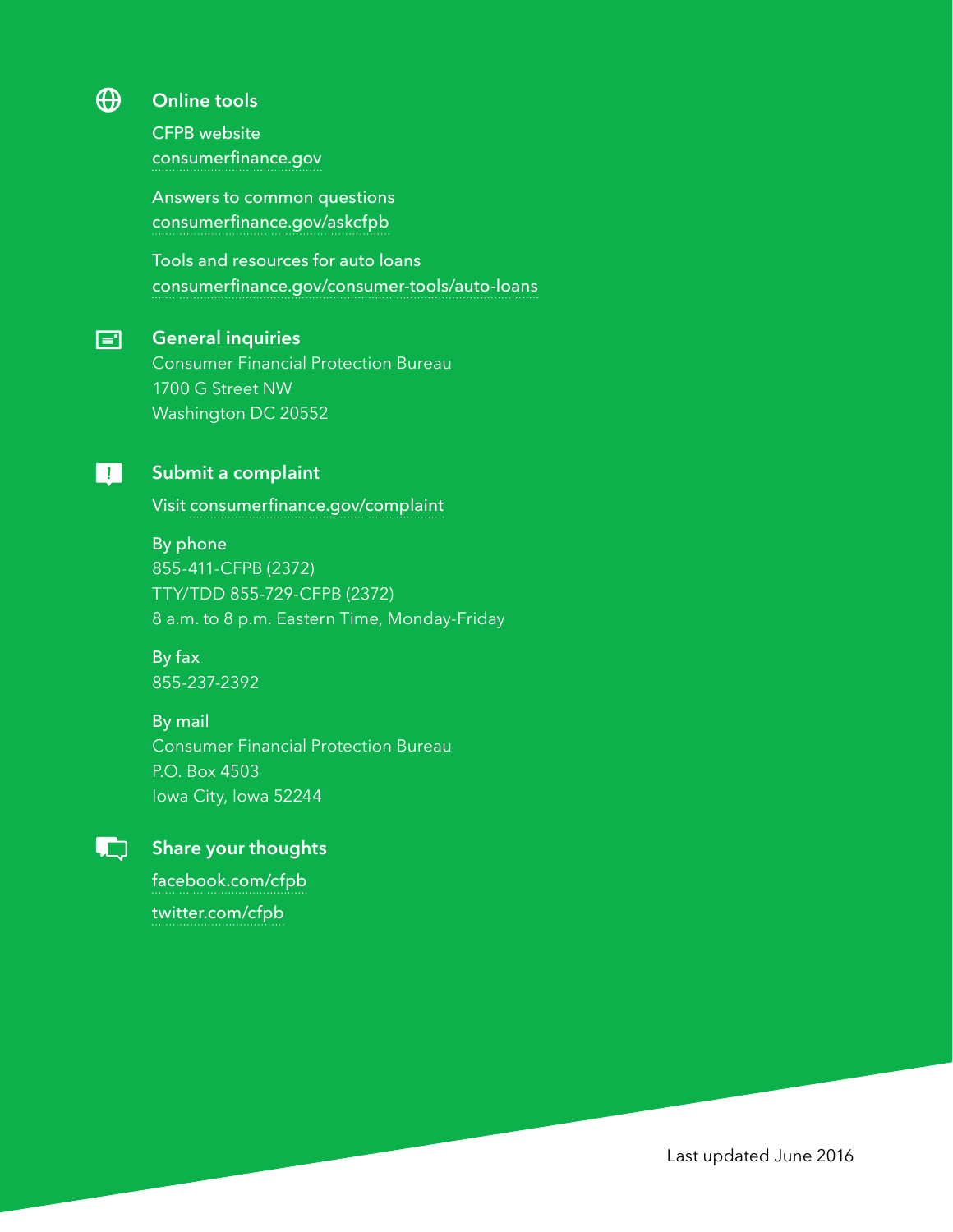## Online tools

CFPB website
consumerfinance.gov

Answers to common questions
consumerfinance.gov/askcfpb

Tools and resources for auto loans
consumerfinance.gov/consumer-tools/auto-loans

## General inquiries

Consumer Financial Protection Bureau
1700 G Street NW
Washington DC 20552

## Submit a complaint

Visit consumerfinance.gov/complaint

By phone
855-411-CFPB (2372)
TTY/TDD 855-729-CFPB (2372)
8 a.m. to 8 p.m. Eastern Time, Monday-Friday

By fax
855-237-2392

By mail
Consumer Financial Protection Bureau
P.O. Box 4503
Iowa City, Iowa 52244

## Share your thoughts

facebook.com/cfpb
twitter.com/cfpb

Last updated June 2016